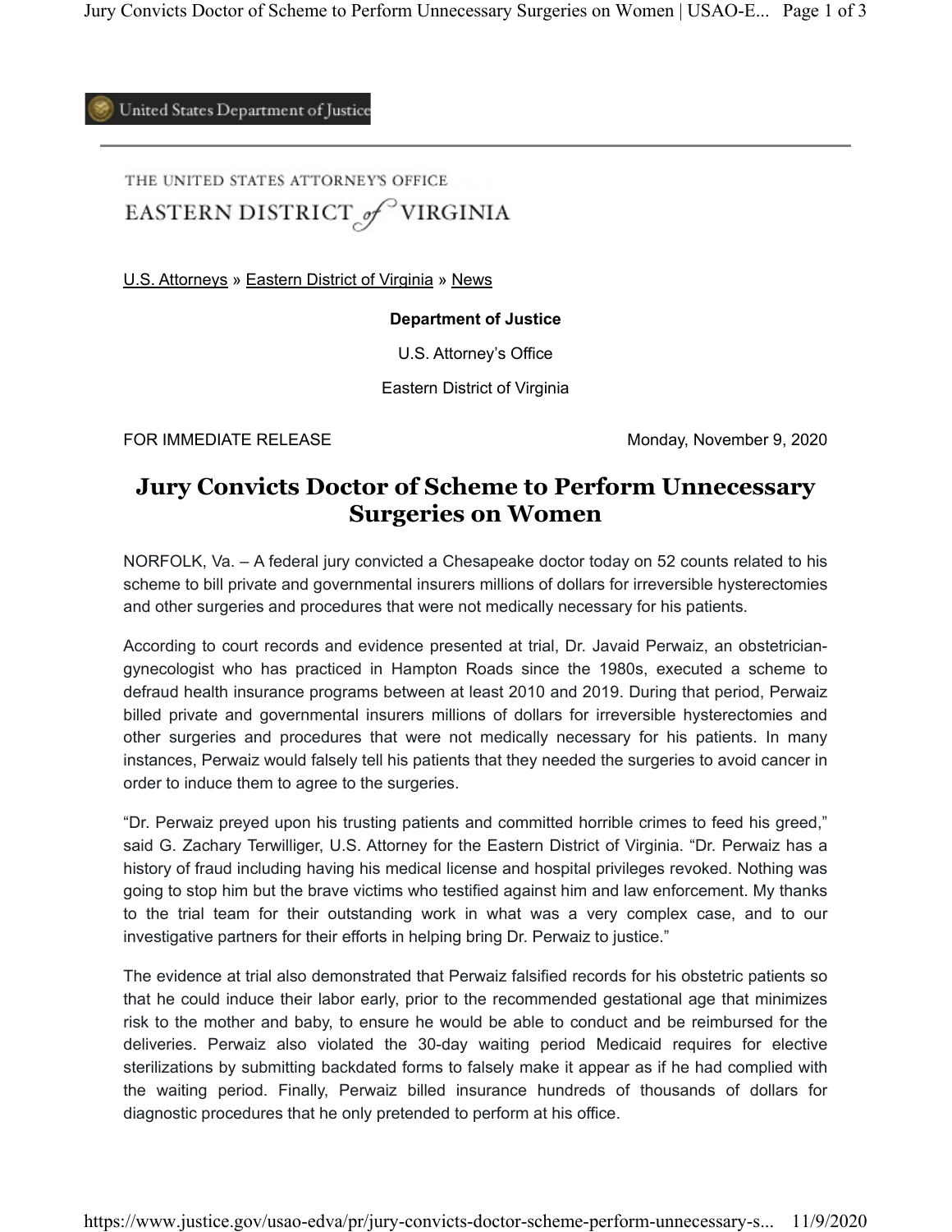United States Department of Justice

THE UNITED STATES ATTORNEY'S OFFICE
EASTERN DISTRICT of VIRGINIA

U.S. Attorneys » Eastern District of Virginia » News

**Department of Justice**

U.S. Attorney's Office

Eastern District of Virginia

FOR IMMEDIATE RELEASE

Monday, November 9, 2020

# Jury Convicts Doctor of Scheme to Perform Unnecessary Surgeries on Women

NORFOLK, Va. – A federal jury convicted a Chesapeake doctor today on 52 counts related to his scheme to bill private and governmental insurers millions of dollars for irreversible hysterectomies and other surgeries and procedures that were not medically necessary for his patients.

According to court records and evidence presented at trial, Dr. Javaid Perwaiz, an obstetrician-gynecologist who has practiced in Hampton Roads since the 1980s, executed a scheme to defraud health insurance programs between at least 2010 and 2019. During that period, Perwaiz billed private and governmental insurers millions of dollars for irreversible hysterectomies and other surgeries and procedures that were not medically necessary for his patients. In many instances, Perwaiz would falsely tell his patients that they needed the surgeries to avoid cancer in order to induce them to agree to the surgeries.

"Dr. Perwaiz preyed upon his trusting patients and committed horrible crimes to feed his greed," said G. Zachary Terwilliger, U.S. Attorney for the Eastern District of Virginia. "Dr. Perwaiz has a history of fraud including having his medical license and hospital privileges revoked. Nothing was going to stop him but the brave victims who testified against him and law enforcement. My thanks to the trial team for their outstanding work in what was a very complex case, and to our investigative partners for their efforts in helping bring Dr. Perwaiz to justice."

The evidence at trial also demonstrated that Perwaiz falsified records for his obstetric patients so that he could induce their labor early, prior to the recommended gestational age that minimizes risk to the mother and baby, to ensure he would be able to conduct and be reimbursed for the deliveries. Perwaiz also violated the 30-day waiting period Medicaid requires for elective sterilizations by submitting backdated forms to falsely make it appear as if he had complied with the waiting period. Finally, Perwaiz billed insurance hundreds of thousands of dollars for diagnostic procedures that he only pretended to perform at his office.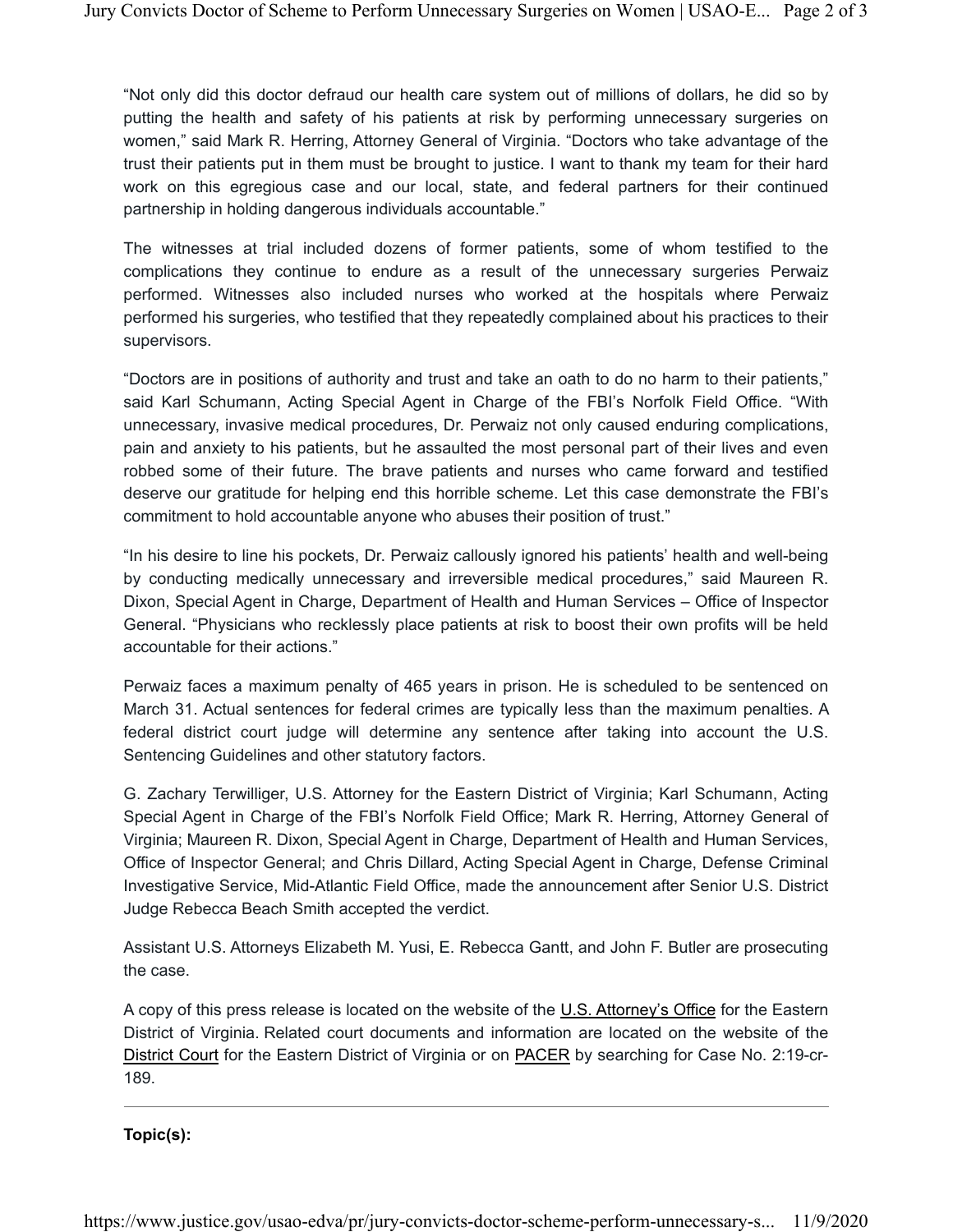“Not only did this doctor defraud our health care system out of millions of dollars, he did so by putting the health and safety of his patients at risk by performing unnecessary surgeries on women,” said Mark R. Herring, Attorney General of Virginia. “Doctors who take advantage of the trust their patients put in them must be brought to justice. I want to thank my team for their hard work on this egregious case and our local, state, and federal partners for their continued partnership in holding dangerous individuals accountable.”

The witnesses at trial included dozens of former patients, some of whom testified to the complications they continue to endure as a result of the unnecessary surgeries Perwaiz performed. Witnesses also included nurses who worked at the hospitals where Perwaiz performed his surgeries, who testified that they repeatedly complained about his practices to their supervisors.

“Doctors are in positions of authority and trust and take an oath to do no harm to their patients,” said Karl Schumann, Acting Special Agent in Charge of the FBI’s Norfolk Field Office. “With unnecessary, invasive medical procedures, Dr. Perwaiz not only caused enduring complications, pain and anxiety to his patients, but he assaulted the most personal part of their lives and even robbed some of their future. The brave patients and nurses who came forward and testified deserve our gratitude for helping end this horrible scheme. Let this case demonstrate the FBI’s commitment to hold accountable anyone who abuses their position of trust.”

“In his desire to line his pockets, Dr. Perwaiz callously ignored his patients’ health and well-being by conducting medically unnecessary and irreversible medical procedures,” said Maureen R. Dixon, Special Agent in Charge, Department of Health and Human Services – Office of Inspector General. “Physicians who recklessly place patients at risk to boost their own profits will be held accountable for their actions.”

Perwaiz faces a maximum penalty of 465 years in prison. He is scheduled to be sentenced on March 31. Actual sentences for federal crimes are typically less than the maximum penalties. A federal district court judge will determine any sentence after taking into account the U.S. Sentencing Guidelines and other statutory factors.

G. Zachary Terwilliger, U.S. Attorney for the Eastern District of Virginia; Karl Schumann, Acting Special Agent in Charge of the FBI’s Norfolk Field Office; Mark R. Herring, Attorney General of Virginia; Maureen R. Dixon, Special Agent in Charge, Department of Health and Human Services, Office of Inspector General; and Chris Dillard, Acting Special Agent in Charge, Defense Criminal Investigative Service, Mid-Atlantic Field Office, made the announcement after Senior U.S. District Judge Rebecca Beach Smith accepted the verdict.

Assistant U.S. Attorneys Elizabeth M. Yusi, E. Rebecca Gantt, and John F. Butler are prosecuting the case.

A copy of this press release is located on the website of the U.S. Attorney’s Office for the Eastern District of Virginia. Related court documents and information are located on the website of the District Court for the Eastern District of Virginia or on PACER by searching for Case No. 2:19-cr-189.

---

**Topic(s):**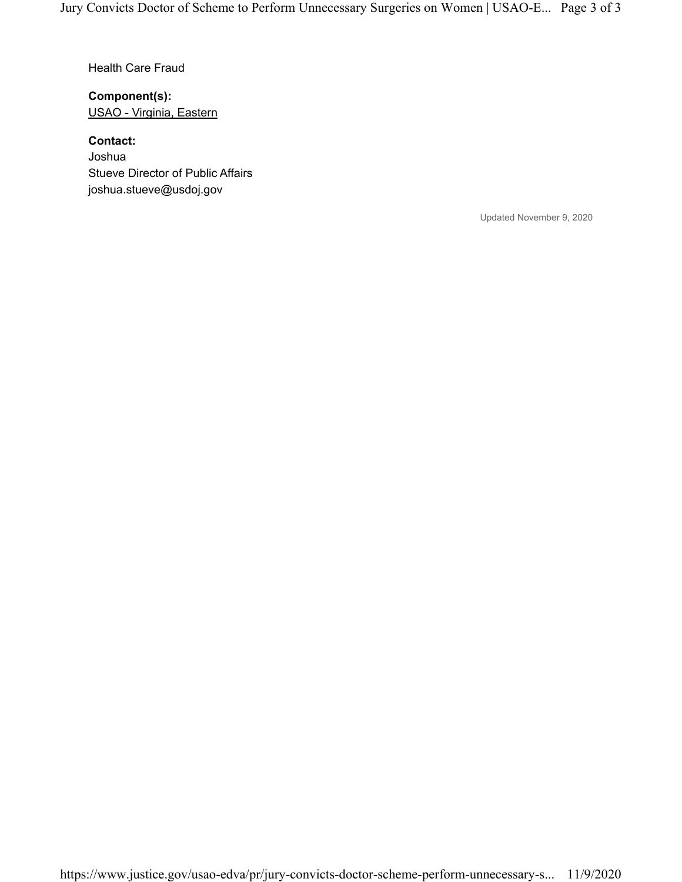Health Care Fraud

**Component(s):**
USAO - Virginia, Eastern

**Contact:**
Joshua
Stueve Director of Public Affairs
joshua.stueve@usdoj.gov

Updated November 9, 2020